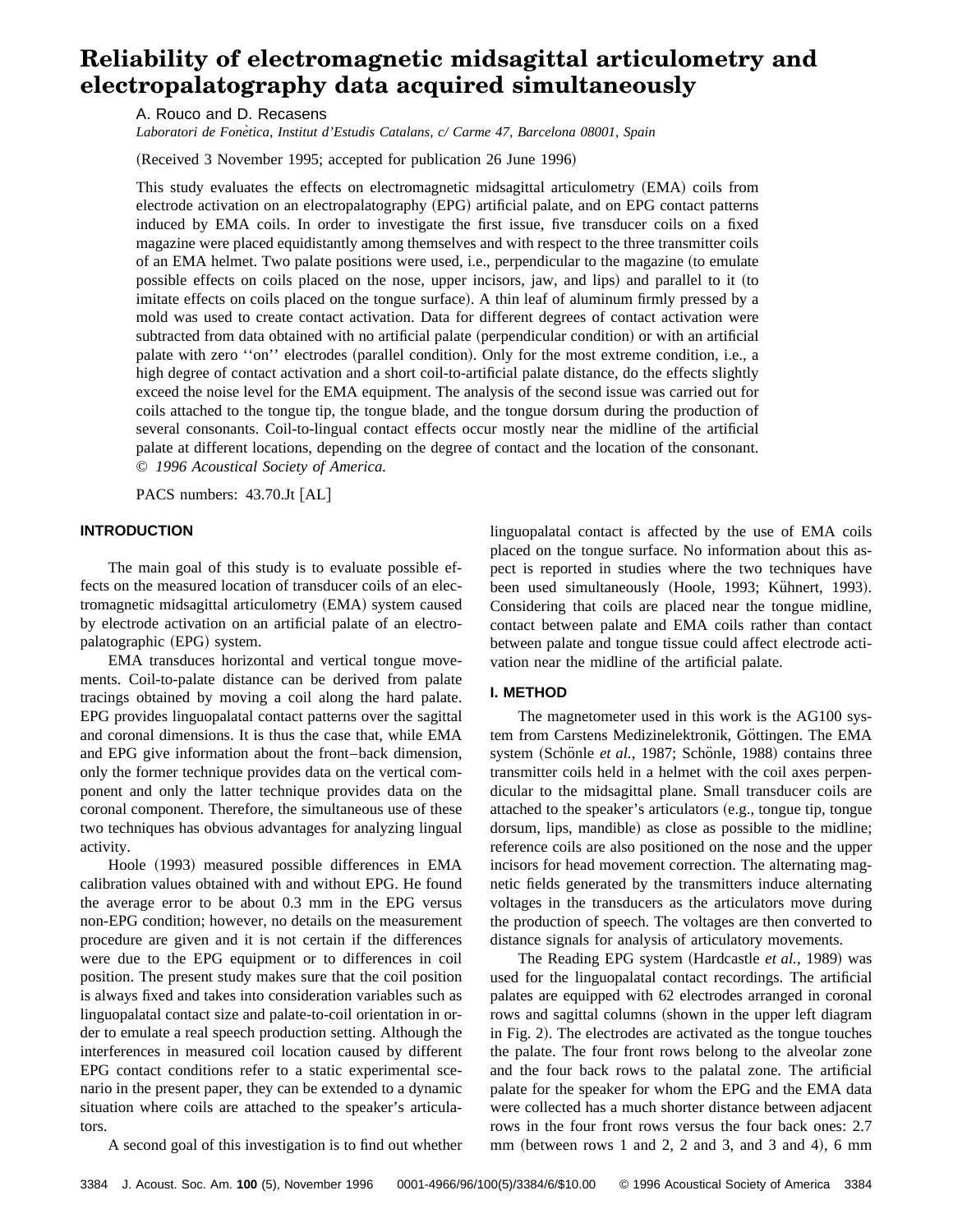# Reliability of electromagnetic midsagittal articulometry and electropalatography data acquired simultaneously

A. Rouco and D. Recasens

*Laboratori de Fonètica, Institut d'Estudis Catalans, c/ Carme 47, Barcelona 08001, Spain*

(Received 3 November 1995; accepted for publication 26 June 1996)

This study evaluates the effects on electromagnetic midsagittal articulometry (EMA) coils from electrode activation on an electropalatography (EPG) artificial palate, and on EPG contact patterns induced by EMA coils. In order to investigate the first issue, five transducer coils on a fixed magazine were placed equidistantly among themselves and with respect to the three transmitter coils of an EMA helmet. Two palate positions were used, i.e., perpendicular to the magazine (to emulate possible effects on coils placed on the nose, upper incisors, jaw, and lips) and parallel to it (to imitate effects on coils placed on the tongue surface). A thin leaf of aluminum firmly pressed by a mold was used to create contact activation. Data for different degrees of contact activation were subtracted from data obtained with no artificial palate (perpendicular condition) or with an artificial palate with zero ''on'' electrodes (parallel condition). Only for the most extreme condition, i.e., a high degree of contact activation and a short coil-to-artificial palate distance, do the effects slightly exceed the noise level for the EMA equipment. The analysis of the second issue was carried out for coils attached to the tongue tip, the tongue blade, and the tongue dorsum during the production of several consonants. Coil-to-lingual contact effects occur mostly near the midline of the artificial palate at different locations, depending on the degree of contact and the location of the consonant. © *1996 Acoustical Society of America.*

PACS numbers: 43.70.Jt [AL]

## INTRODUCTION

The main goal of this study is to evaluate possible effects on the measured location of transducer coils of an electromagnetic midsagittal articulometry (EMA) system caused by electrode activation on an artificial palate of an electropalatographic (EPG) system.

EMA transduces horizontal and vertical tongue movements. Coil-to-palate distance can be derived from palate tracings obtained by moving a coil along the hard palate. EPG provides linguopalatal contact patterns over the sagittal and coronal dimensions. It is thus the case that, while EMA and EPG give information about the front–back dimension, only the former technique provides data on the vertical component and only the latter technique provides data on the coronal component. Therefore, the simultaneous use of these two techniques has obvious advantages for analyzing lingual activity.

Hoole (1993) measured possible differences in EMA calibration values obtained with and without EPG. He found the average error to be about 0.3 mm in the EPG versus non-EPG condition; however, no details on the measurement procedure are given and it is not certain if the differences were due to the EPG equipment or to differences in coil position. The present study makes sure that the coil position is always fixed and takes into consideration variables such as linguopalatal contact size and palate-to-coil orientation in order to emulate a real speech production setting. Although the interferences in measured coil location caused by different EPG contact conditions refer to a static experimental scenario in the present paper, they can be extended to a dynamic situation where coils are attached to the speaker's articulators.

A second goal of this investigation is to find out whether linguopalatal contact is affected by the use of EMA coils placed on the tongue surface. No information about this aspect is reported in studies where the two techniques have been used simultaneously (Hoole, 1993; Kühnert, 1993). Considering that coils are placed near the tongue midline, contact between palate and EMA coils rather than contact between palate and tongue tissue could affect electrode activation near the midline of the artificial palate.

## I. METHOD

The magnetometer used in this work is the AG100 system from Carstens Medizinelektronik, Göttingen. The EMA system (Schönle *et al.*, 1987; Schönle, 1988) contains three transmitter coils held in a helmet with the coil axes perpendicular to the midsagittal plane. Small transducer coils are attached to the speaker's articulators (e.g., tongue tip, tongue dorsum, lips, mandible) as close as possible to the midline; reference coils are also positioned on the nose and the upper incisors for head movement correction. The alternating magnetic fields generated by the transmitters induce alternating voltages in the transducers as the articulators move during the production of speech. The voltages are then converted to distance signals for analysis of articulatory movements.

The Reading EPG system (Hardcastle *et al.*, 1989) was used for the linguopalatal contact recordings. The artificial palates are equipped with 62 electrodes arranged in coronal rows and sagittal columns (shown in the upper left diagram in Fig. 2). The electrodes are activated as the tongue touches the palate. The four front rows belong to the alveolar zone and the four back rows to the palatal zone. The artificial palate for the speaker for whom the EPG and the EMA data were collected has a much shorter distance between adjacent rows in the four front rows versus the four back ones: 2.7 mm (between rows 1 and 2, 2 and 3, and 3 and 4), 6 mm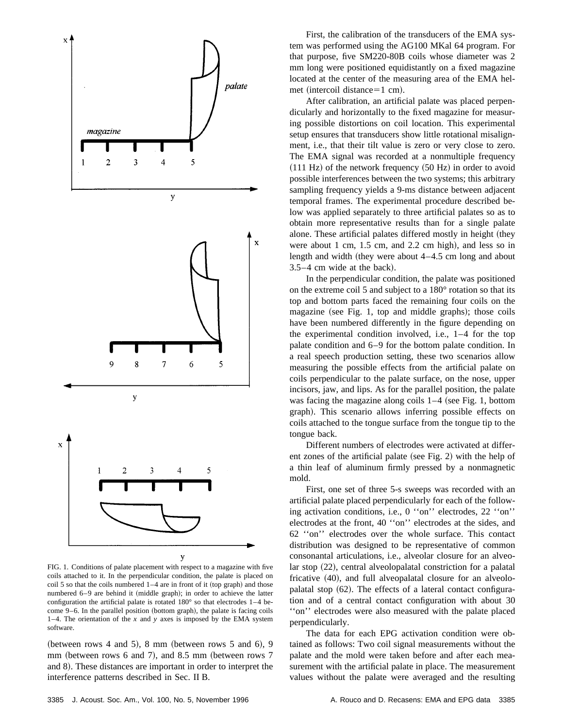FIG. 1. Conditions of palate placement with respect to a magazine with five coils attached to it. In the perpendicular condition, the palate is placed on coil 5 so that the coils numbered 1–4 are in front of it (top graph) and those numbered 6–9 are behind it (middle graph); in order to achieve the latter configuration the artificial palate is rotated 180° so that electrodes 1–4 become 9–6. In the parallel position (bottom graph), the palate is facing coils 1–4. The orientation of the *x* and *y* axes is imposed by the EMA system software.

(between rows 4 and 5), 8 mm (between rows 5 and 6), 9 mm (between rows 6 and 7), and 8.5 mm (between rows 7 and 8). These distances are important in order to interpret the interference patterns described in Sec. II B.

First, the calibration of the transducers of the EMA system was performed using the AG100 MKal 64 program. For that purpose, five SM220-80B coils whose diameter was 2 mm long were positioned equidistantly on a fixed magazine located at the center of the measuring area of the EMA helmet (intercoil distance=1 cm).

After calibration, an artificial palate was placed perpendicularly and horizontally to the fixed magazine for measuring possible distortions on coil location. This experimental setup ensures that transducers show little rotational misalignment, i.e., that their tilt value is zero or very close to zero. The EMA signal was recorded at a nonmultiple frequency (111 Hz) of the network frequency (50 Hz) in order to avoid possible interferences between the two systems; this arbitrary sampling frequency yields a 9-ms distance between adjacent temporal frames. The experimental procedure described below was applied separately to three artificial palates so as to obtain more representative results than for a single palate alone. These artificial palates differed mostly in height (they were about 1 cm, 1.5 cm, and 2.2 cm high), and less so in length and width (they were about 4–4.5 cm long and about 3.5–4 cm wide at the back).

In the perpendicular condition, the palate was positioned on the extreme coil 5 and subject to a 180° rotation so that its top and bottom parts faced the remaining four coils on the magazine (see Fig. 1, top and middle graphs); those coils have been numbered differently in the figure depending on the experimental condition involved, i.e., 1–4 for the top palate condition and 6–9 for the bottom palate condition. In a real speech production setting, these two scenarios allow measuring the possible effects from the artificial palate on coils perpendicular to the palate surface, on the nose, upper incisors, jaw, and lips. As for the parallel position, the palate was facing the magazine along coils 1–4 (see Fig. 1, bottom graph). This scenario allows inferring possible effects on coils attached to the tongue surface from the tongue tip to the tongue back.

Different numbers of electrodes were activated at different zones of the artificial palate (see Fig. 2) with the help of a thin leaf of aluminum firmly pressed by a nonmagnetic mold.

First, one set of three 5-s sweeps was recorded with an artificial palate placed perpendicularly for each of the following activation conditions, i.e., 0 ''on'' electrodes, 22 ''on'' electrodes at the front, 40 ''on'' electrodes at the sides, and 62 ''on'' electrodes over the whole surface. This contact distribution was designed to be representative of common consonantal articulations, i.e., alveolar closure for an alveolar stop (22), central alveolopalatal constriction for a palatal fricative (40), and full alveopalatal closure for an alveolopalatal stop (62). The effects of a lateral contact configuration and of a central contact configuration with about 30 ''on'' electrodes were also measured with the palate placed perpendicularly.

The data for each EPG activation condition were obtained as follows: Two coil signal measurements without the palate and the mold were taken before and after each measurement with the artificial palate in place. The measurement values without the palate were averaged and the resulting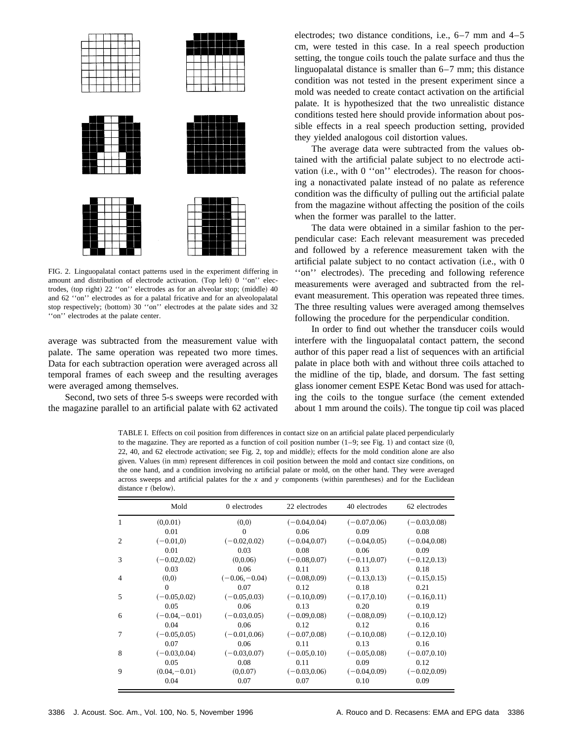FIG. 2. Linguopalatal contact patterns used in the experiment differing in amount and distribution of electrode activation. (Top left) 0 ''on'' electrodes, (top right) 22 ''on'' electrodes as for an alveolar stop; (middle) 40 and 62 ''on'' electrodes as for a palatal fricative and for an alveolopalatal stop respectively; (bottom) 30 ''on'' electrodes at the palate sides and 32 ''on'' electrodes at the palate center.

average was subtracted from the measurement value with palate. The same operation was repeated two more times. Data for each subtraction operation were averaged across all temporal frames of each sweep and the resulting averages were averaged among themselves.

Second, two sets of three 5-s sweeps were recorded with the magazine parallel to an artificial palate with 62 activated electrodes; two distance conditions, i.e., 6–7 mm and 4–5 cm, were tested in this case. In a real speech production setting, the tongue coils touch the palate surface and thus the linguopalatal distance is smaller than 6–7 mm; this distance condition was not tested in the present experiment since a mold was needed to create contact activation on the artificial palate. It is hypothesized that the two unrealistic distance conditions tested here should provide information about possible effects in a real speech production setting, provided they yielded analogous coil distortion values.

The average data were subtracted from the values obtained with the artificial palate subject to no electrode activation (i.e., with 0 ''on'' electrodes). The reason for choosing a nonactivated palate instead of no palate as reference condition was the difficulty of pulling out the artificial palate from the magazine without affecting the position of the coils when the former was parallel to the latter.

The data were obtained in a similar fashion to the perpendicular case: Each relevant measurement was preceded and followed by a reference measurement taken with the artificial palate subject to no contact activation (i.e., with 0 ''on'' electrodes). The preceding and following reference measurements were averaged and subtracted from the relevant measurement. This operation was repeated three times. The three resulting values were averaged among themselves following the procedure for the perpendicular condition.

In order to find out whether the transducer coils would interfere with the linguopalatal contact pattern, the second author of this paper read a list of sequences with an artificial palate in place both with and without three coils attached to the midline of the tip, blade, and dorsum. The fast setting glass ionomer cement ESPE Ketac Bond was used for attaching the coils to the tongue surface (the cement extended about 1 mm around the coils). The tongue tip coil was placed

TABLE I. Effects on coil position from differences in contact size on an artificial palate placed perpendicularly to the magazine. They are reported as a function of coil position number (1–9; see Fig. 1) and contact size (0, 22, 40, and 62 electrode activation; see Fig. 2, top and middle); effects for the mold condition alone are also given. Values (in mm) represent differences in coil position between the mold and contact size conditions, on the one hand, and a condition involving no artificial palate or mold, on the other hand. They were averaged across sweeps and artificial palates for the $x$ and $y$ components (within parentheses) and for the Euclidean distance r (below).

| | Mold | 0 electrodes | 22 electrodes | 40 electrodes | 62 electrodes |
|---|---|---|---|---|---|
| 1 | (0,0.01) | (0,0) | (−0.04,0.04) | (−0.07,0.06) | (−0.03,0.08) |
| | 0.01 | 0 | 0.06 | 0.09 | 0.08 |
| 2 | (−0.01,0) | (−0.02,0.02) | (−0.04,0.07) | (−0.04,0.05) | (−0.04,0.08) |
| | 0.01 | 0.03 | 0.08 | 0.06 | 0.09 |
| 3 | (−0.02,0.02) | (0,0.06) | (−0.08,0.07) | (−0.11,0.07) | (−0.12,0.13) |
| | 0.03 | 0.06 | 0.11 | 0.13 | 0.18 |
| 4 | (0,0) | (−0.06,−0.04) | (−0.08,0.09) | (−0.13,0.13) | (−0.15,0.15) |
| | 0 | 0.07 | 0.12 | 0.18 | 0.21 |
| 5 | (−0.05,0.02) | (−0.05,0.03) | (−0.10,0.09) | (−0.17,0.10) | (−0.16,0.11) |
| | 0.05 | 0.06 | 0.13 | 0.20 | 0.19 |
| 6 | (−0.04,−0.01) | (−0.03,0.05) | (−0.09,0.08) | (−0.08,0.09) | (−0.10,0.12) |
| | 0.04 | 0.06 | 0.12 | 0.12 | 0.16 |
| 7 | (−0.05,0.05) | (−0.01,0.06) | (−0.07,0.08) | (−0.10,0.08) | (−0.12,0.10) |
| | 0.07 | 0.06 | 0.11 | 0.13 | 0.16 |
| 8 | (−0.03,0.04) | (−0.03,0.07) | (−0.05,0.10) | (−0.05,0.08) | (−0.07,0.10) |
| | 0.05 | 0.08 | 0.11 | 0.09 | 0.12 |
| 9 | (0.04,−0.01) | (0,0.07) | (−0.03,0.06) | (−0.04,0.09) | (−0.02,0.09) |
| | 0.04 | 0.07 | 0.07 | 0.10 | 0.09 |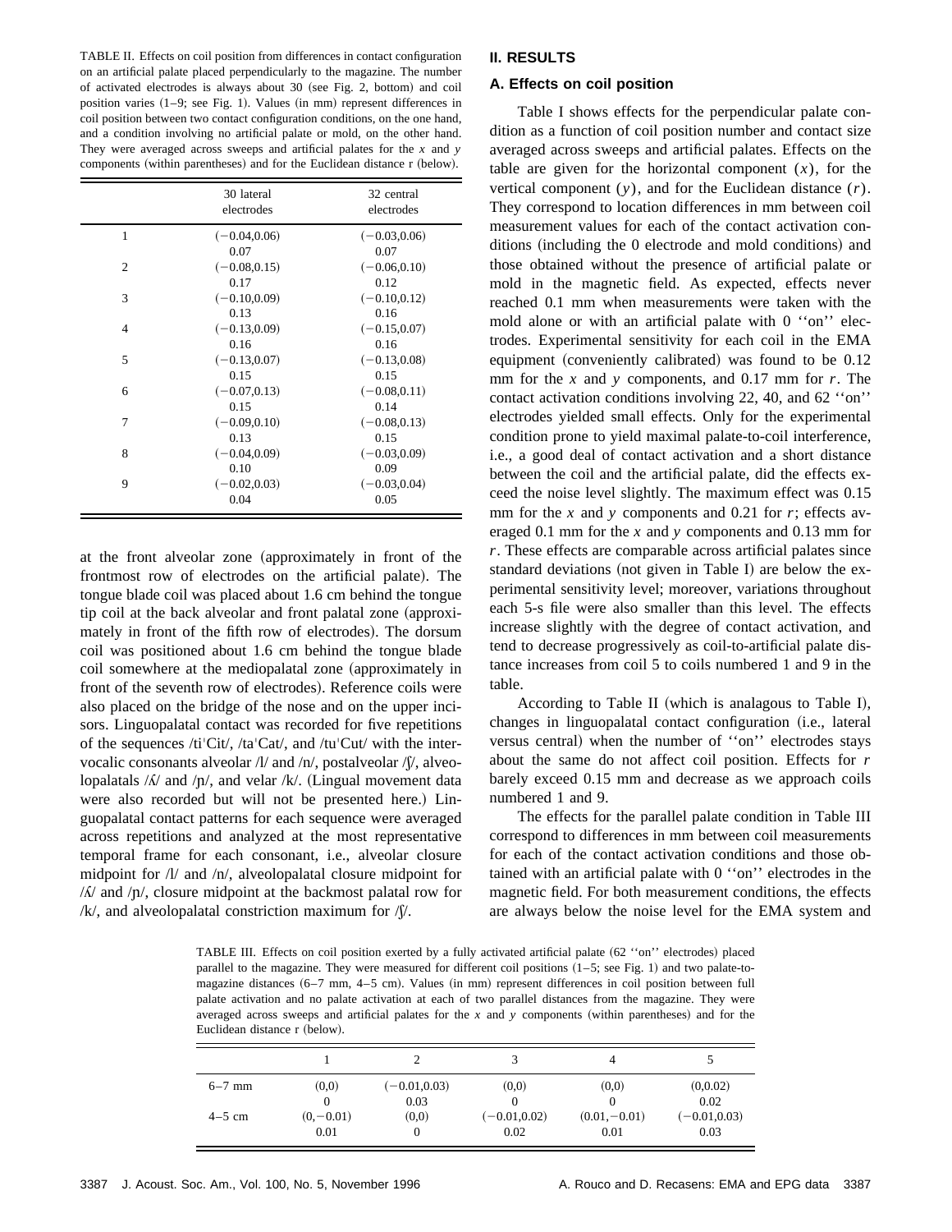TABLE II. Effects on coil position from differences in contact configuration on an artificial palate placed perpendicularly to the magazine. The number of activated electrodes is always about 30 (see Fig. 2, bottom) and coil position varies (1–9; see Fig. 1). Values (in mm) represent differences in coil position between two contact configuration conditions, on the one hand, and a condition involving no artificial palate or mold, on the other hand. They were averaged across sweeps and artificial palates for the $x$ and $y$ components (within parentheses) and for the Euclidean distance r (below).

| | 30 lateral electrodes | 32 central electrodes |
|---|---|---|
| 1 | (−0.04,0.06) | (−0.03,0.06) |
| | 0.07 | 0.07 |
| 2 | (−0.08,0.15) | (−0.06,0.10) |
| | 0.17 | 0.12 |
| 3 | (−0.10,0.09) | (−0.10,0.12) |
| | 0.13 | 0.16 |
| 4 | (−0.13,0.09) | (−0.15,0.07) |
| | 0.16 | 0.16 |
| 5 | (−0.13,0.07) | (−0.13,0.08) |
| | 0.15 | 0.15 |
| 6 | (−0.07,0.13) | (−0.08,0.11) |
| | 0.15 | 0.14 |
| 7 | (−0.09,0.10) | (−0.08,0.13) |
| | 0.13 | 0.15 |
| 8 | (−0.04,0.09) | (−0.03,0.09) |
| | 0.10 | 0.09 |
| 9 | (−0.02,0.03) | (−0.03,0.04) |
| | 0.04 | 0.05 |

at the front alveolar zone (approximately in front of the frontmost row of electrodes on the artificial palate). The tongue blade coil was placed about 1.6 cm behind the tongue tip coil at the back alveolar and front palatal zone (approximately in front of the fifth row of electrodes). The dorsum coil was positioned about 1.6 cm behind the tongue blade coil somewhere at the mediopalatal zone (approximately in front of the seventh row of electrodes). Reference coils were also placed on the bridge of the nose and on the upper incisors. Linguopalatal contact was recorded for five repetitions of the sequences /tiˈCit/, /taˈCat/, and /tuˈCut/ with the intervocalic consonants alveolar /l/ and /n/, postalveolar /ʃ/, alveolopalatals /ʎ/ and /ɲ/, and velar /k/. (Lingual movement data were also recorded but will not be presented here.) Linguopalatal contact patterns for each sequence were averaged across repetitions and analyzed at the most representative temporal frame for each consonant, i.e., alveolar closure midpoint for /l/ and /n/, alveolopalatal closure midpoint for /ʎ/ and /ɲ/, closure midpoint at the backmost palatal row for /k/, and alveolopalatal constriction maximum for /ʃ/.

## II. RESULTS

### A. Effects on coil position

Table I shows effects for the perpendicular palate condition as a function of coil position number and contact size averaged across sweeps and artificial palates. Effects on the table are given for the horizontal component ($x$), for the vertical component ($y$), and for the Euclidean distance ($r$). They correspond to location differences in mm between coil measurement values for each of the contact activation conditions (including the 0 electrode and mold conditions) and those obtained without the presence of artificial palate or mold in the magnetic field. As expected, effects never reached 0.1 mm when measurements were taken with the mold alone or with an artificial palate with 0 ''on'' electrodes. Experimental sensitivity for each coil in the EMA equipment (conveniently calibrated) was found to be 0.12 mm for the $x$ and $y$ components, and 0.17 mm for $r$. The contact activation conditions involving 22, 40, and 62 ''on'' electrodes yielded small effects. Only for the experimental condition prone to yield maximal palate-to-coil interference, i.e., a good deal of contact activation and a short distance between the coil and the artificial palate, did the effects exceed the noise level slightly. The maximum effect was 0.15 mm for the $x$ and $y$ components and 0.21 for $r$; effects averaged 0.1 mm for the $x$ and $y$ components and 0.13 mm for $r$. These effects are comparable across artificial palates since standard deviations (not given in Table I) are below the experimental sensitivity level; moreover, variations throughout each 5-s file were also smaller than this level. The effects increase slightly with the degree of contact activation, and tend to decrease progressively as coil-to-artificial palate distance increases from coil 5 to coils numbered 1 and 9 in the table.

According to Table II (which is analagous to Table I), changes in linguopalatal contact configuration (i.e., lateral versus central) when the number of ''on'' electrodes stays about the same do not affect coil position. Effects for $r$ barely exceed 0.15 mm and decrease as we approach coils numbered 1 and 9.

The effects for the parallel palate condition in Table III correspond to differences in mm between coil measurements for each of the contact activation conditions and those obtained with an artificial palate with 0 ''on'' electrodes in the magnetic field. For both measurement conditions, the effects are always below the noise level for the EMA system and

TABLE III. Effects on coil position exerted by a fully activated artificial palate (62 ''on'' electrodes) placed parallel to the magazine. They were measured for different coil positions (1–5; see Fig. 1) and two palate-to-magazine distances (6–7 mm, 4–5 cm). Values (in mm) represent differences in coil position between full palate activation and no palate activation at each of two parallel distances from the magazine. They were averaged across sweeps and artificial palates for the $x$ and $y$ components (within parentheses) and for the Euclidean distance r (below).

| | 1 | 2 | 3 | 4 | 5 |
|---|---|---|---|---|---|
| 6–7 mm | (0,0) | (−0.01,0.03) | (0,0) | (0,0) | (0,0.02) |
| | 0 | 0.03 | 0 | 0 | 0.02 |
| 4–5 cm | (0,−0.01) | (0,0) | (−0.01,0.02) | (0.01,−0.01) | (−0.01,0.03) |
| | 0.01 | 0 | 0.02 | 0.01 | 0.03 |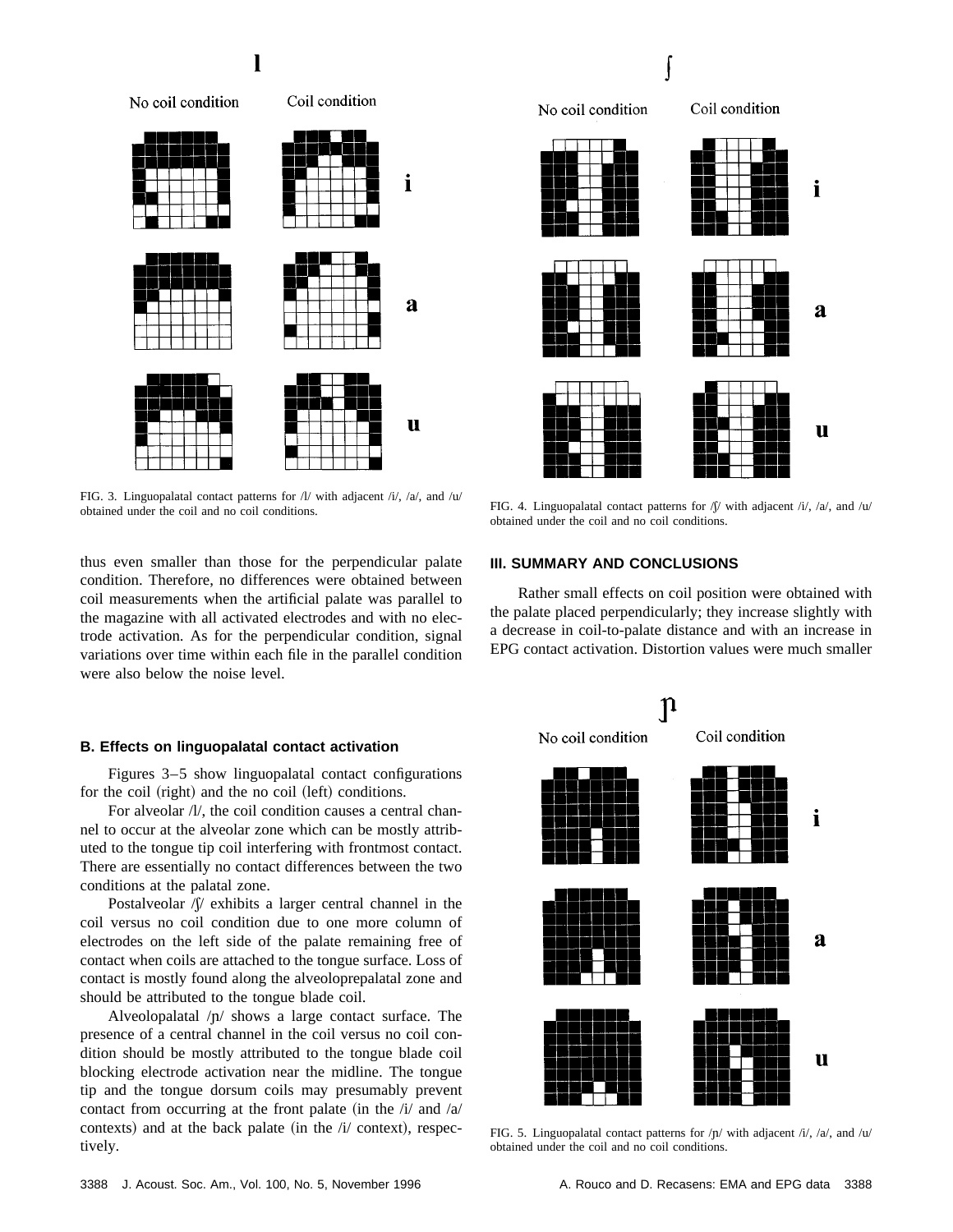FIG. 3. Linguopalatal contact patterns for /l/ with adjacent /i/, /a/, and /u/ obtained under the coil and no coil conditions.

FIG. 4. Linguopalatal contact patterns for /ʃ/ with adjacent /i/, /a/, and /u/ obtained under the coil and no coil conditions.

thus even smaller than those for the perpendicular palate condition. Therefore, no differences were obtained between coil measurements when the artificial palate was parallel to the magazine with all activated electrodes and with no electrode activation. As for the perpendicular condition, signal variations over time within each file in the parallel condition were also below the noise level.

### B. Effects on linguopalatal contact activation

Figures 3–5 show linguopalatal contact configurations for the coil (right) and the no coil (left) conditions.

For alveolar /l/, the coil condition causes a central channel to occur at the alveolar zone which can be mostly attributed to the tongue tip coil interfering with frontmost contact. There are essentially no contact differences between the two conditions at the palatal zone.

Postalveolar /ʃ/ exhibits a larger central channel in the coil versus no coil condition due to one more column of electrodes on the left side of the palate remaining free of contact when coils are attached to the tongue surface. Loss of contact is mostly found along the alveoloprepalatal zone and should be attributed to the tongue blade coil.

Alveolopalatal /ɲ/ shows a large contact surface. The presence of a central channel in the coil versus no coil condition should be mostly attributed to the tongue blade coil blocking electrode activation near the midline. The tongue tip and the tongue dorsum coils may presumably prevent contact from occurring at the front palate (in the /i/ and /a/ contexts) and at the back palate (in the /i/ context), respectively.

## III. SUMMARY AND CONCLUSIONS

Rather small effects on coil position were obtained with the palate placed perpendicularly; they increase slightly with a decrease in coil-to-palate distance and with an increase in EPG contact activation. Distortion values were much smaller

FIG. 5. Linguopalatal contact patterns for /ɲ/ with adjacent /i/, /a/, and /u/ obtained under the coil and no coil conditions.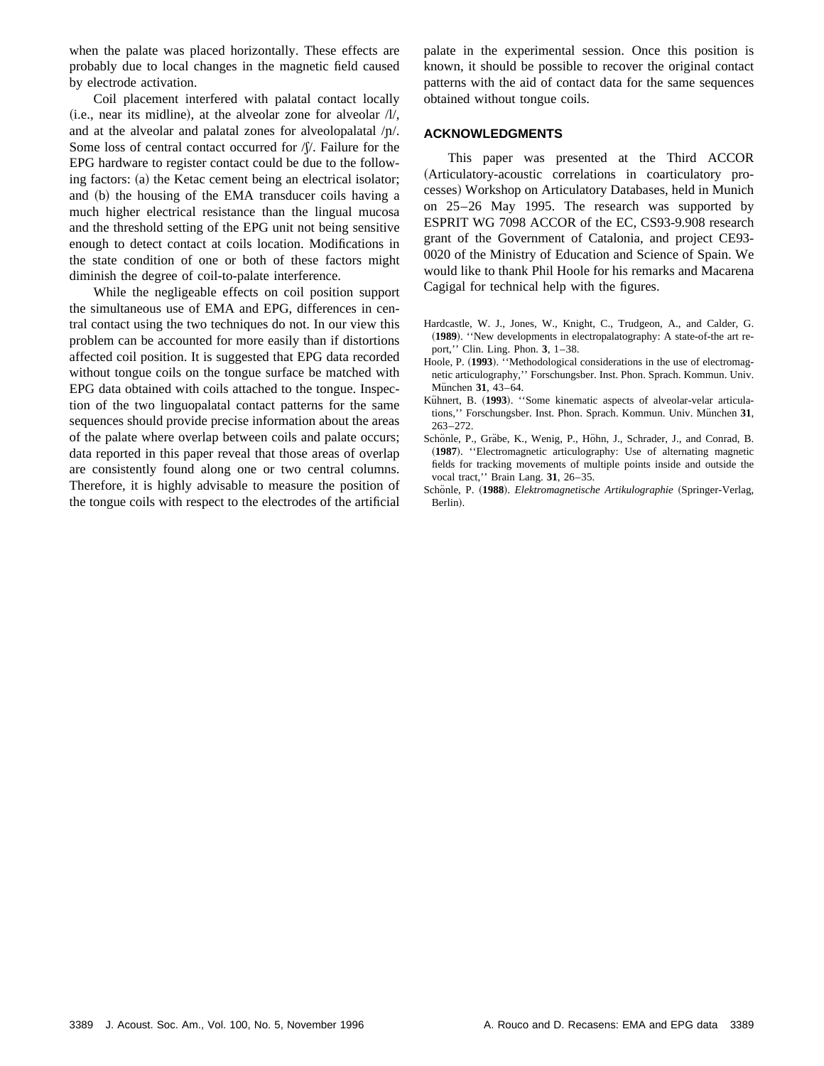when the palate was placed horizontally. These effects are probably due to local changes in the magnetic field caused by electrode activation.

Coil placement interfered with palatal contact locally (i.e., near its midline), at the alveolar zone for alveolar /l/, and at the alveolar and palatal zones for alveolopalatal /ɲ/. Some loss of central contact occurred for /ʃ/. Failure for the EPG hardware to register contact could be due to the following factors: (a) the Ketac cement being an electrical isolator; and (b) the housing of the EMA transducer coils having a much higher electrical resistance than the lingual mucosa and the threshold setting of the EPG unit not being sensitive enough to detect contact at coils location. Modifications in the state condition of one or both of these factors might diminish the degree of coil-to-palate interference.

While the negligeable effects on coil position support the simultaneous use of EMA and EPG, differences in central contact using the two techniques do not. In our view this problem can be accounted for more easily than if distortions affected coil position. It is suggested that EPG data recorded without tongue coils on the tongue surface be matched with EPG data obtained with coils attached to the tongue. Inspection of the two linguopalatal contact patterns for the same sequences should provide precise information about the areas of the palate where overlap between coils and palate occurs; data reported in this paper reveal that those areas of overlap are consistently found along one or two central columns. Therefore, it is highly advisable to measure the position of the tongue coils with respect to the electrodes of the artificial palate in the experimental session. Once this position is known, it should be possible to recover the original contact patterns with the aid of contact data for the same sequences obtained without tongue coils.

## ACKNOWLEDGMENTS

This paper was presented at the Third ACCOR (Articulatory-acoustic correlations in coarticulatory processes) Workshop on Articulatory Databases, held in Munich on 25–26 May 1995. The research was supported by ESPRIT WG 7098 ACCOR of the EC, CS93-9.908 research grant of the Government of Catalonia, and project CE93-0020 of the Ministry of Education and Science of Spain. We would like to thank Phil Hoole for his remarks and Macarena Cagigal for technical help with the figures.

Hardcastle, W. J., Jones, W., Knight, C., Trudgeon, A., and Calder, G. (**1989**). ''New developments in electropalatography: A state-of-the art report,'' Clin. Ling. Phon. **3**, 1–38.

Hoole, P. (**1993**). ''Methodological considerations in the use of electromagnetic articulography,'' Forschungsber. Inst. Phon. Sprach. Kommun. Univ. München **31**, 43–64.

Kühnert, B. (**1993**). ''Some kinematic aspects of alveolar-velar articulations,'' Forschungsber. Inst. Phon. Sprach. Kommun. Univ. München **31**, 263–272.

Schönle, P., Gräbe, K., Wenig, P., Höhn, J., Schrader, J., and Conrad, B. (**1987**). ''Electromagnetic articulography: Use of alternating magnetic fields for tracking movements of multiple points inside and outside the vocal tract,'' Brain Lang. **31**, 26–35.

Schönle, P. (**1988**). *Elektromagnetische Artikulographie* (Springer-Verlag, Berlin).